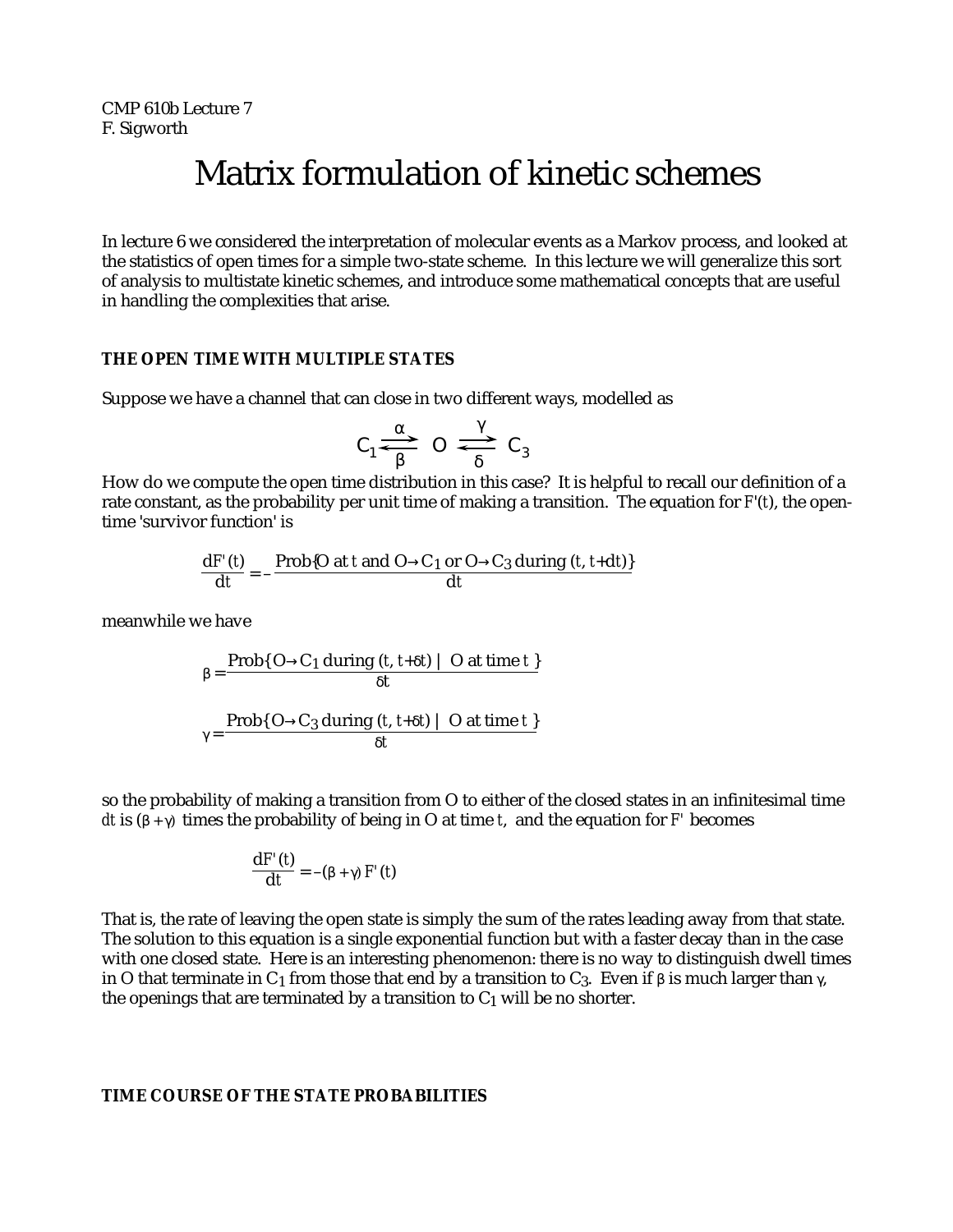CMP 610b Lecture 7
F. Sigworth

# Matrix formulation of kinetic schemes

In lecture 6 we considered the interpretation of molecular events as a Markov process, and looked at the statistics of open times for a simple two-state scheme. In this lecture we will generalize this sort of analysis to multistate kinetic schemes, and introduce some mathematical concepts that are useful in handling the complexities that arise.

### THE OPEN TIME WITH MULTIPLE STATES

Suppose we have a channel that can close in two different ways, modelled as

$$C_1 \underset{\beta}{\overset{\alpha}{\rightleftarrows}} O \underset{\delta}{\overset{\gamma}{\rightleftarrows}} C_3$$

How do we compute the open time distribution in this case? It is helpful to recall our definition of a rate constant, as the probability per unit time of making a transition. The equation for $F'(t)$, the open-time 'survivor function' is

$$\frac{dF'(t)}{dt} = -\frac{\text{Prob}\{\text{O at } t \text{ and O} \rightarrow C_1 \text{ or O} \rightarrow C_3 \text{ during } (t, t+dt)\}}{dt}$$

meanwhile we have

$$\beta = \frac{\text{Prob}\{\text{O} \rightarrow C_1 \text{ during } (t, t+\delta t) \mid \text{ O at time } t\}}{\delta t}$$

$$\gamma = \frac{\text{Prob}\{\text{O} \rightarrow C_3 \text{ during } (t, t+\delta t) \mid \text{ O at time } t\}}{\delta t}$$

so the probability of making a transition from O to either of the closed states in an infinitesimal time $dt$ is $(\beta + \gamma)$ times the probability of being in O at time $t$, and the equation for $F'$ becomes

$$\frac{dF'(t)}{dt} = -(\beta + \gamma) F'(t)$$

That is, the rate of leaving the open state is simply the sum of the rates leading away from that state. The solution to this equation is a single exponential function but with a faster decay than in the case with one closed state. Here is an interesting phenomenon: there is no way to distinguish dwell times in O that terminate in $C_1$ from those that end by a transition to $C_3$. Even if $\beta$ is much larger than $\gamma$, the openings that are terminated by a transition to $C_1$ will be no shorter.

### TIME COURSE OF THE STATE PROBABILITIES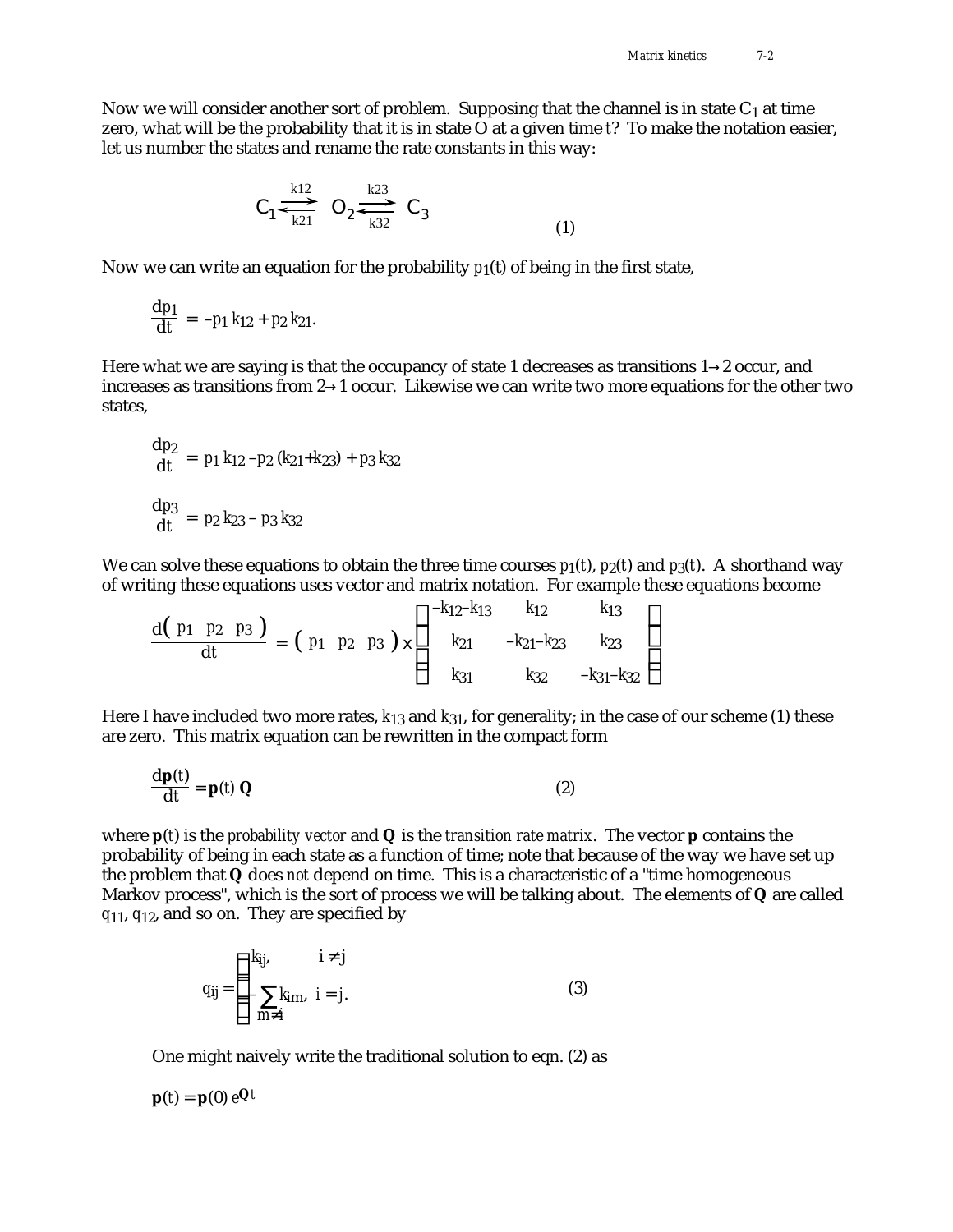Now we will consider another sort of problem. Supposing that the channel is in state $C_1$ at time zero, what will be the probability that it is in state O at a given time *t*? To make the notation easier, let us number the states and rename the rate constants in this way:

$$C_1 \underset{k21}{\overset{k12}{\rightleftarrows}} O_2 \underset{k32}{\overset{k23}{\rightleftarrows}} C_3 \tag{1}$$

Now we can write an equation for the probability $p_1(t)$ of being in the first state,

$$\frac{dp_1}{dt} = -p_1 k_{12} + p_2 k_{21}.$$

Here what we are saying is that the occupancy of state 1 decreases as transitions 1→2 occur, and increases as transitions from 2→1 occur. Likewise we can write two more equations for the other two states,

$$\frac{dp_2}{dt} = p_1 k_{12} - p_2 (k_{21}+k_{23}) + p_3 k_{32}$$

$$\frac{dp_3}{dt} = p_2 k_{23} - p_3 k_{32}$$

We can solve these equations to obtain the three time courses $p_1(t)$, $p_2(t)$ and $p_3(t)$. A shorthand way of writing these equations uses vector and matrix notation. For example these equations become

$$\frac{d\begin{pmatrix} p_1 & p_2 & p_3 \end{pmatrix}}{dt} = \begin{pmatrix} p_1 & p_2 & p_3 \end{pmatrix} \times \begin{bmatrix} -k_{12}-k_{13} & k_{12} & k_{13} \\ k_{21} & -k_{21}-k_{23} & k_{23} \\ k_{31} & k_{32} & -k_{31}-k_{32} \end{bmatrix}$$

Here I have included two more rates, $k_{13}$ and $k_{31}$, for generality; in the case of our scheme (1) these are zero. This matrix equation can be rewritten in the compact form

$$\frac{d\mathbf{p}(t)}{dt} = \mathbf{p}(t)\,\mathbf{Q} \tag{2}$$

where $\mathbf{p}(t)$ is the *probability vector* and $\mathbf{Q}$ is the *transition rate matrix*. The vector $\mathbf{p}$ contains the probability of being in each state as a function of time; note that because of the way we have set up the problem that $\mathbf{Q}$ does *not* depend on time. This is a characteristic of a "time homogeneous Markov process", which is the sort of process we will be talking about. The elements of $\mathbf{Q}$ are called $q_{11}$, $q_{12}$, and so on. They are specified by

$$q_{ij} = \begin{cases} k_{ij}, & i \neq j \\ -\sum_{m \neq i} k_{im}, & i = j. \end{cases} \tag{3}$$

One might naively write the traditional solution to eqn. (2) as

$$\mathbf{p}(t) = \mathbf{p}(0)\, e^{\mathbf{Q}t}$$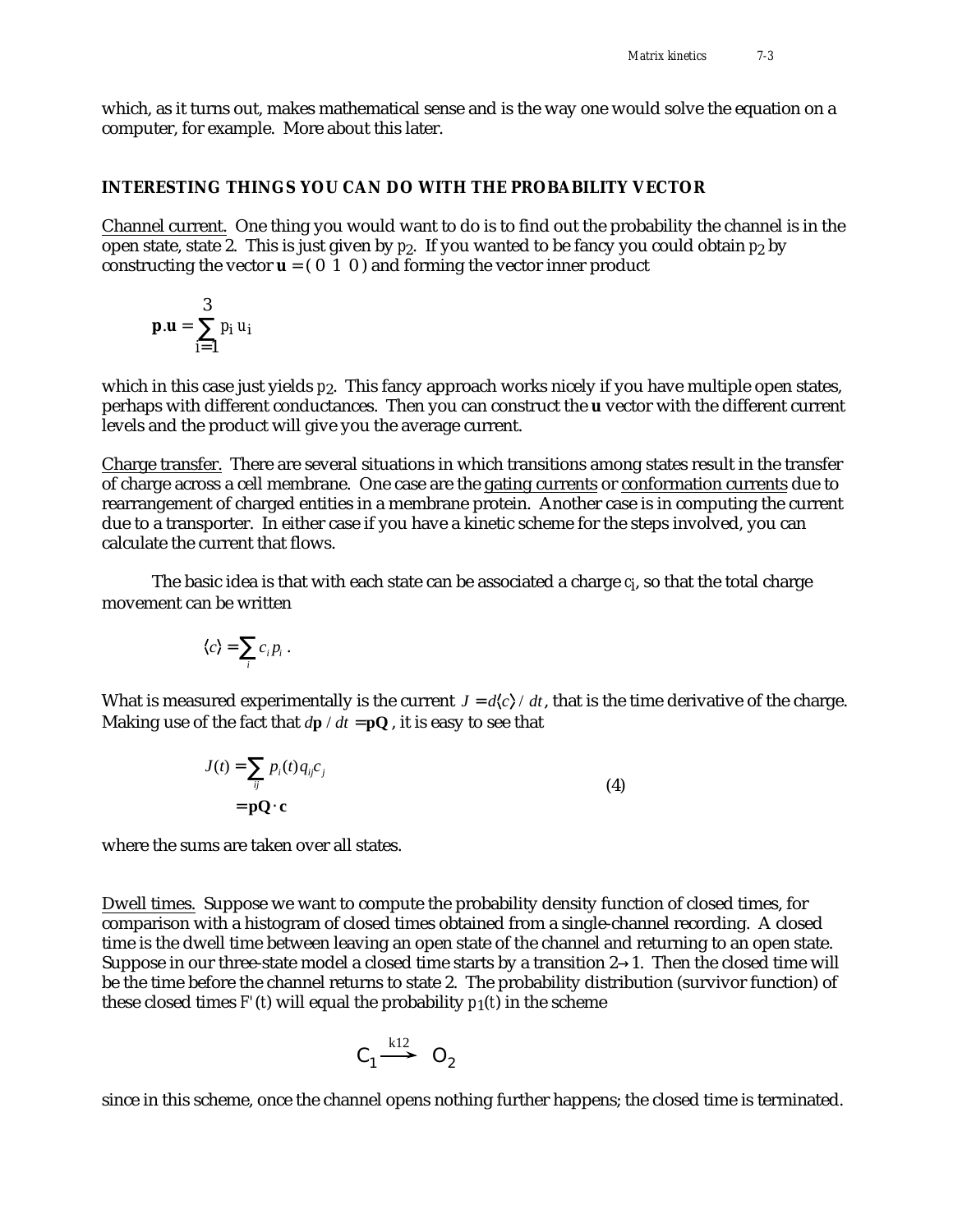which, as it turns out, makes mathematical sense and is the way one would solve the equation on a computer, for example. More about this later.

## INTERESTING THINGS YOU CAN DO WITH THE PROBABILITY VECTOR

Channel current. One thing you would want to do is to find out the probability the channel is in the open state, state 2. This is just given by $p_2$. If you wanted to be fancy you could obtain $p_2$ by constructing the vector $\mathbf{u} = (\ 0\ \ 1\ \ 0\ )$ and forming the vector inner product

$$\mathbf{p}.\mathbf{u} = \sum_{i=1}^{3} p_i\, u_i$$

which in this case just yields $p_2$. This fancy approach works nicely if you have multiple open states, perhaps with different conductances. Then you can construct the $\mathbf{u}$ vector with the different current levels and the product will give you the average current.

Charge transfer. There are several situations in which transitions among states result in the transfer of charge across a cell membrane. One case are the gating currents or conformation currents due to rearrangement of charged entities in a membrane protein. Another case is in computing the current due to a transporter. In either case if you have a kinetic scheme for the steps involved, you can calculate the current that flows.

The basic idea is that with each state can be associated a charge $c_i$, so that the total charge movement can be written

$$\langle c \rangle = \sum_i c_i\, p_i\ .$$

What is measured experimentally is the current $J = d\langle c \rangle / dt$, that is the time derivative of the charge. Making use of the fact that $d\mathbf{p}/dt = \mathbf{pQ}$, it is easy to see that

$$\begin{aligned} J(t) &= \sum_{ij} p_i(t)\, q_{ij}\, c_j \\ &= \mathbf{pQ} \cdot \mathbf{c} \end{aligned} \tag{4}$$

where the sums are taken over all states.

Dwell times. Suppose we want to compute the probability density function of closed times, for comparison with a histogram of closed times obtained from a single-channel recording. A closed time is the dwell time between leaving an open state of the channel and returning to an open state. Suppose in our three-state model a closed time starts by a transition $2 \rightarrow 1$. Then the closed time will be the time before the channel returns to state 2. The probability distribution (survivor function) of these closed times $F'(t)$ will equal the probability $p_1(t)$ in the scheme

$$C_1 \xrightarrow{k12} O_2$$

since in this scheme, once the channel opens nothing further happens; the closed time is terminated.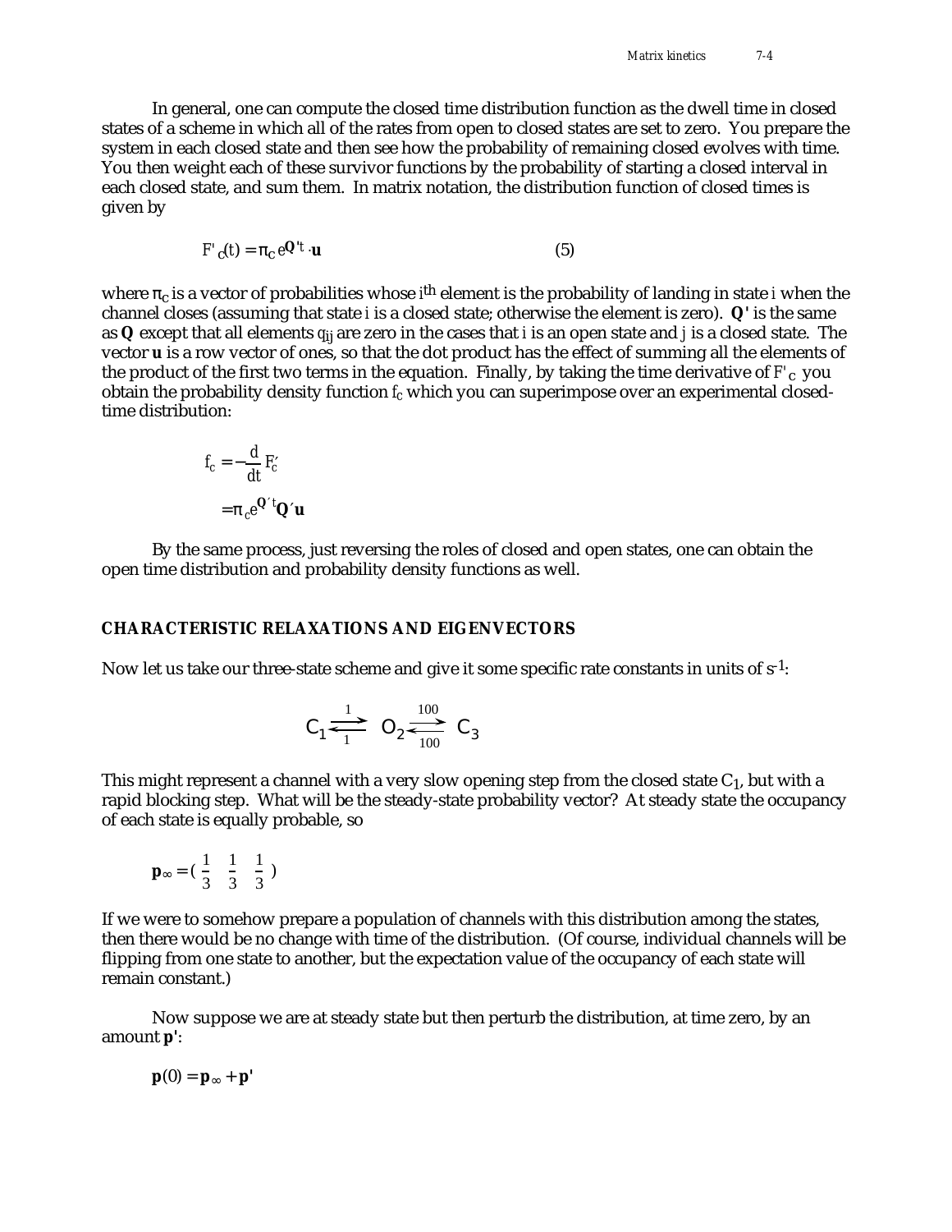In general, one can compute the closed time distribution function as the dwell time in closed states of a scheme in which all of the rates from open to closed states are set to zero. You prepare the system in each closed state and then see how the probability of remaining closed evolves with time. You then weight each of these survivor functions by the probability of starting a closed interval in each closed state, and sum them. In matrix notation, the distribution function of closed times is given by

$$F'_c(t) = \pi_c \, e^{\mathbf{Q}'t} \cdot \mathbf{u} \tag{5}$$

where $\pi_c$ is a vector of probabilities whose $i^{th}$ element is the probability of landing in state $i$ when the channel closes (assuming that state $i$ is a closed state; otherwise the element is zero). $\mathbf{Q'}$ is the same as $\mathbf{Q}$ except that all elements $q_{ij}$ are zero in the cases that $i$ is an open state and $j$ is a closed state. The vector $\mathbf{u}$ is a row vector of ones, so that the dot product has the effect of summing all the elements of the product of the first two terms in the equation. Finally, by taking the time derivative of $F'_c$ you obtain the probability density function $f_c$ which you can superimpose over an experimental closed-time distribution:

$$
\begin{aligned}
f_c &= -\frac{d}{dt} F'_c \\
&= \pi_c e^{\mathbf{Q}'t} \mathbf{Q}' \mathbf{u}
\end{aligned}
$$

By the same process, just reversing the roles of closed and open states, one can obtain the open time distribution and probability density functions as well.

## CHARACTERISTIC RELAXATIONS AND EIGENVECTORS

Now let us take our three-state scheme and give it some specific rate constants in units of $s^{-1}$:

$$C_1 \underset{1}{\overset{1}{\rightleftharpoons}} O_2 \underset{100}{\overset{100}{\rightleftharpoons}} C_3$$

This might represent a channel with a very slow opening step from the closed state $C_1$, but with a rapid blocking step. What will be the steady-state probability vector? At steady state the occupancy of each state is equally probable, so

$$\mathbf{p}_\infty = \left( \frac{1}{3} \quad \frac{1}{3} \quad \frac{1}{3} \right)$$

If we were to somehow prepare a population of channels with this distribution among the states, then there would be no change with time of the distribution. (Of course, individual channels will be flipping from one state to another, but the expectation value of the occupancy of each state will remain constant.)

Now suppose we are at steady state but then perturb the distribution, at time zero, by an amount $\mathbf{p'}$:

$$\mathbf{p}(0) = \mathbf{p}_\infty + \mathbf{p'}$$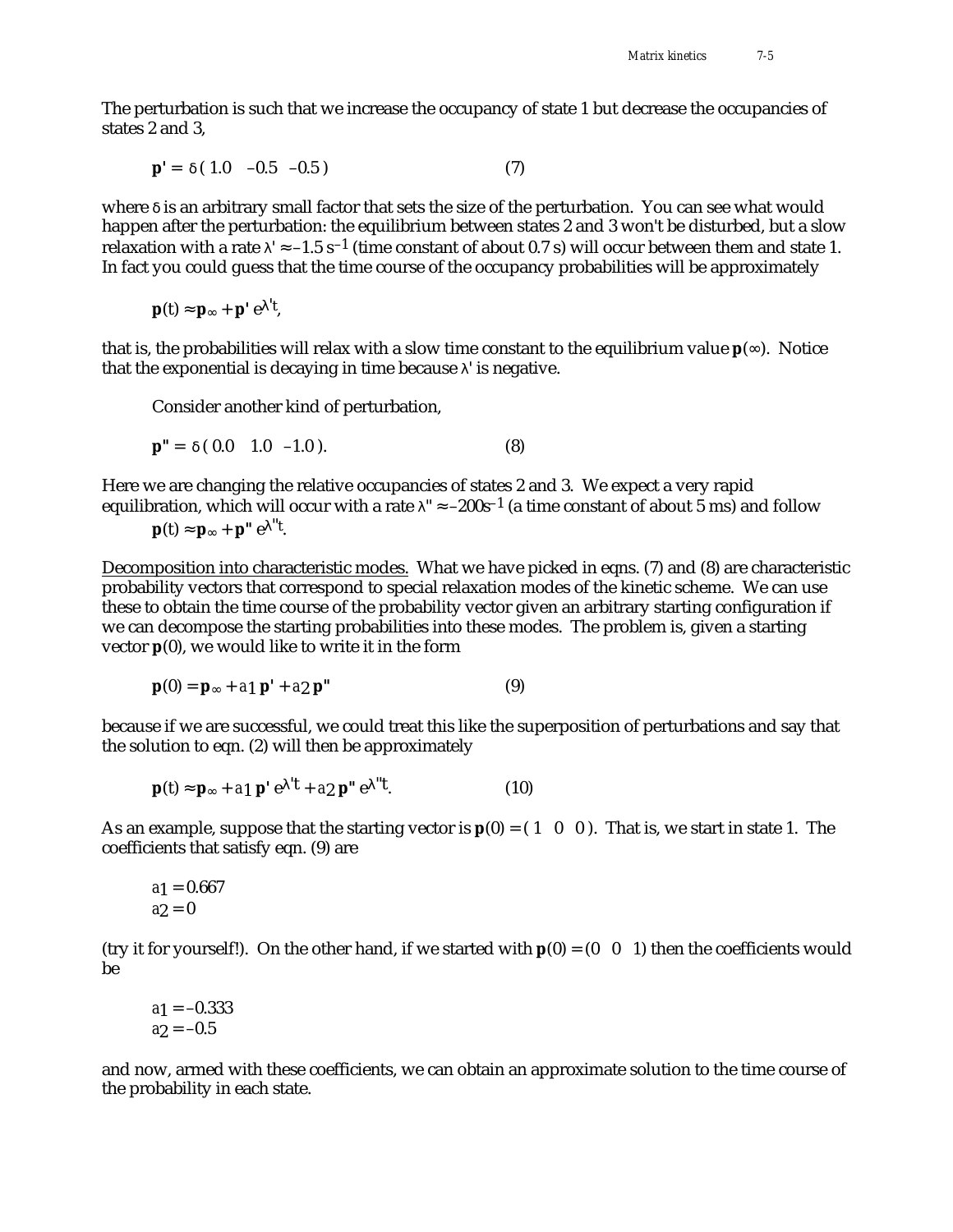The perturbation is such that we increase the occupancy of state 1 but decrease the occupancies of states 2 and 3,

$$\mathbf{p}' = \delta\,(\,1.0 \quad -0.5 \quad -0.5\,) \qquad (7)$$

where $\delta$ is an arbitrary small factor that sets the size of the perturbation. You can see what would happen after the perturbation: the equilibrium between states 2 and 3 won't be disturbed, but a slow relaxation with a rate $\lambda' \approx -1.5\ \mathrm{s}^{-1}$ (time constant of about 0.7 s) will occur between them and state 1. In fact you could guess that the time course of the occupancy probabilities will be approximately

$$\mathbf{p}(t) \approx \mathbf{p}_\infty + \mathbf{p}'\, e^{\lambda' t},$$

that is, the probabilities will relax with a slow time constant to the equilibrium value $\mathbf{p}(\infty)$. Notice that the exponential is decaying in time because $\lambda'$ is negative.

Consider another kind of perturbation,

$$\mathbf{p}'' = \delta\,(\,0.0 \quad 1.0 \quad -1.0\,). \qquad (8)$$

Here we are changing the relative occupancies of states 2 and 3. We expect a very rapid equilibration, which will occur with a rate $\lambda'' \approx -200\mathrm{s}^{-1}$ (a time constant of about 5 ms) and follow

$$\mathbf{p}(t) \approx \mathbf{p}_\infty + \mathbf{p}''\, e^{\lambda'' t}.$$

Decomposition into characteristic modes. What we have picked in eqns. (7) and (8) are characteristic probability vectors that correspond to special relaxation modes of the kinetic scheme. We can use these to obtain the time course of the probability vector given an arbitrary starting configuration if we can decompose the starting probabilities into these modes. The problem is, given a starting vector $\mathbf{p}(0)$, we would like to write it in the form

$$\mathbf{p}(0) = \mathbf{p}_\infty + a_1\,\mathbf{p}' + a_2\,\mathbf{p}'' \qquad (9)$$

because if we are successful, we could treat this like the superposition of perturbations and say that the solution to eqn. (2) will then be approximately

$$\mathbf{p}(t) \approx \mathbf{p}_\infty + a_1\,\mathbf{p}'\, e^{\lambda' t} + a_2\,\mathbf{p}''\, e^{\lambda'' t}. \qquad (10)$$

As an example, suppose that the starting vector is $\mathbf{p}(0) = (\,1 \quad 0 \quad 0\,)$. That is, we start in state 1. The coefficients that satisfy eqn. (9) are

$$a_1 = 0.667$$
$$a_2 = 0$$

(try it for yourself!). On the other hand, if we started with $\mathbf{p}(0) = (0 \quad 0 \quad 1)$ then the coefficients would be

$$a_1 = -0.333$$
$$a_2 = -0.5$$

and now, armed with these coefficients, we can obtain an approximate solution to the time course of the probability in each state.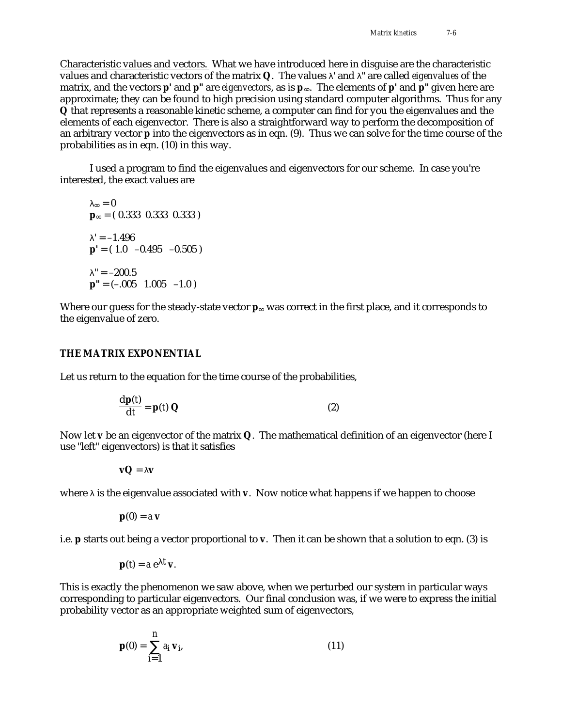Characteristic values and vectors. What we have introduced here in disguise are the characteristic values and characteristic vectors of the matrix $\mathbf{Q}$. The values $\lambda'$ and $\lambda''$ are called *eigenvalues* of the matrix, and the vectors $\mathbf{p'}$ and $\mathbf{p''}$ are *eigenvectors*, as is $\mathbf{p}_\infty$. The elements of $\mathbf{p'}$ and $\mathbf{p''}$ given here are approximate; they can be found to high precision using standard computer algorithms. Thus for any $\mathbf{Q}$ that represents a reasonable kinetic scheme, a computer can find for you the eigenvalues and the elements of each eigenvector. There is also a straightforward way to perform the decomposition of an arbitrary vector $\mathbf{p}$ into the eigenvectors as in eqn. (9). Thus we can solve for the time course of the probabilities as in eqn. (10) in this way.

I used a program to find the eigenvalues and eigenvectors for our scheme. In case you're interested, the exact values are

$$\lambda_\infty = 0$$
$$\mathbf{p}_\infty = (\ 0.333\ \ 0.333\ \ 0.333\ )$$

$$\lambda' = -1.496$$
$$\mathbf{p'} = (\ 1.0\ \ -0.495\ \ -0.505\ )$$

$$\lambda'' = -200.5$$
$$\mathbf{p''} = (-.005\ \ 1.005\ \ -1.0\ )$$

Where our guess for the steady-state vector $\mathbf{p}_\infty$ was correct in the first place, and it corresponds to the eigenvalue of zero.

## THE MATRIX EXPONENTIAL

Let us return to the equation for the time course of the probabilities,

$$\frac{d\mathbf{p}(t)}{dt} = \mathbf{p}(t)\,\mathbf{Q} \qquad (2)$$

Now let $\mathbf{v}$ be an eigenvector of the matrix $\mathbf{Q}$. The mathematical definition of an eigenvector (here I use "left" eigenvectors) is that it satisfies

$$\mathbf{vQ} = \lambda\mathbf{v}$$

where $\lambda$ is the eigenvalue associated with $\mathbf{v}$. Now notice what happens if we happen to choose

$$\mathbf{p}(0) = a\,\mathbf{v}$$

i.e. $\mathbf{p}$ starts out being a vector proportional to $\mathbf{v}$. Then it can be shown that a solution to eqn. (3) is

$$\mathbf{p}(t) = a\,e^{\lambda t}\,\mathbf{v}.$$

This is exactly the phenomenon we saw above, when we perturbed our system in particular ways corresponding to particular eigenvectors. Our final conclusion was, if we were to express the initial probability vector as an appropriate weighted sum of eigenvectors,

$$\mathbf{p}(0) = \sum_{i=1}^{n} a_i\,\mathbf{v}_i, \qquad (11)$$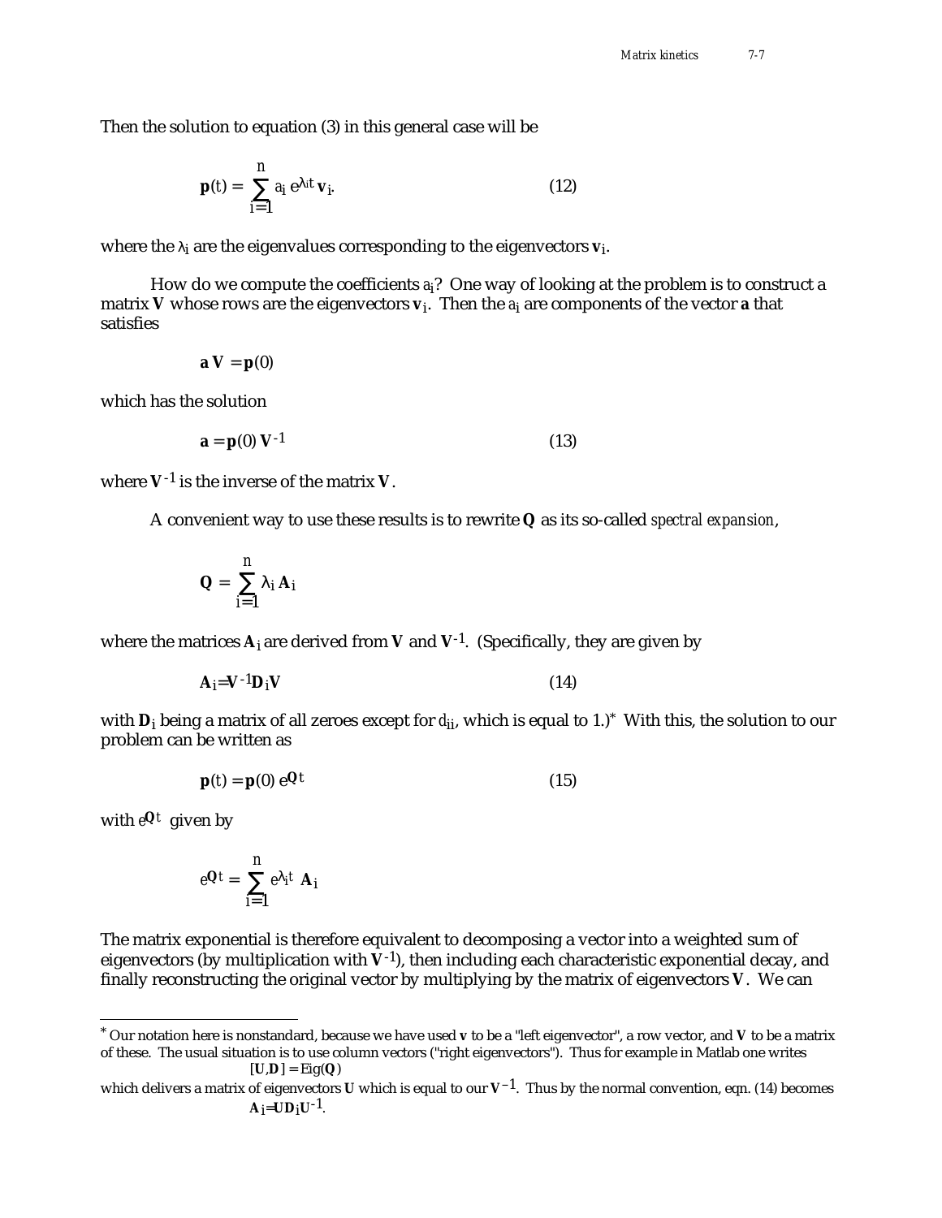Then the solution to equation (3) in this general case will be

$$\mathbf{p}(t) = \sum_{i=1}^{n} a_i \, e^{\lambda_i t} \, \mathbf{v}_i. \tag{12}$$

where the $\lambda_i$ are the eigenvalues corresponding to the eigenvectors $\mathbf{v}_i$.

How do we compute the coefficients $a_i$? One way of looking at the problem is to construct a matrix $\mathbf{V}$ whose rows are the eigenvectors $\mathbf{v}_i$. Then the $a_i$ are components of the vector $\mathbf{a}$ that satisfies

$$\mathbf{a}\,\mathbf{V} = \mathbf{p}(0)$$

which has the solution

$$\mathbf{a} = \mathbf{p}(0)\,\mathbf{V}^{-1} \tag{13}$$

where $\mathbf{V}^{-1}$ is the inverse of the matrix $\mathbf{V}$.

A convenient way to use these results is to rewrite $\mathbf{Q}$ as its so-called *spectral expansion*,

$$\mathbf{Q} = \sum_{i=1}^{n} \lambda_i \, \mathbf{A}_i$$

where the matrices $\mathbf{A}_i$ are derived from $\mathbf{V}$ and $\mathbf{V}^{-1}$. (Specifically, they are given by

$$\mathbf{A}_i = \mathbf{V}^{-1}\mathbf{D}_i\mathbf{V} \tag{14}$$

with $\mathbf{D}_i$ being a matrix of all zeroes except for $d_{ii}$, which is equal to 1.)* With this, the solution to our problem can be written as

$$\mathbf{p}(t) = \mathbf{p}(0)\, e^{\mathbf{Q}t} \tag{15}$$

with $e^{\mathbf{Q}t}$ given by

$$e^{\mathbf{Q}t} = \sum_{i=1}^{n} e^{\lambda_i t} \, \mathbf{A}_i$$

The matrix exponential is therefore equivalent to decomposing a vector into a weighted sum of eigenvectors (by multiplication with $\mathbf{V}^{-1}$), then including each characteristic exponential decay, and finally reconstructing the original vector by multiplying by the matrix of eigenvectors $\mathbf{V}$. We can

---

* Our notation here is nonstandard, because we have used $\mathbf{v}$ to be a "left eigenvector", a row vector, and $\mathbf{V}$ to be a matrix of these. The usual situation is to use column vectors ("right eigenvectors"). Thus for example in Matlab one writes

$$[\mathbf{U},\mathbf{D}] = \mathrm{Eig}(\mathbf{Q})$$

which delivers a matrix of eigenvectors $\mathbf{U}$ which is equal to our $\mathbf{V}^{-1}$. Thus by the normal convention, eqn. (14) becomes

$$\mathbf{A}_i = \mathbf{U}\mathbf{D}_i\mathbf{U}^{-1}.$$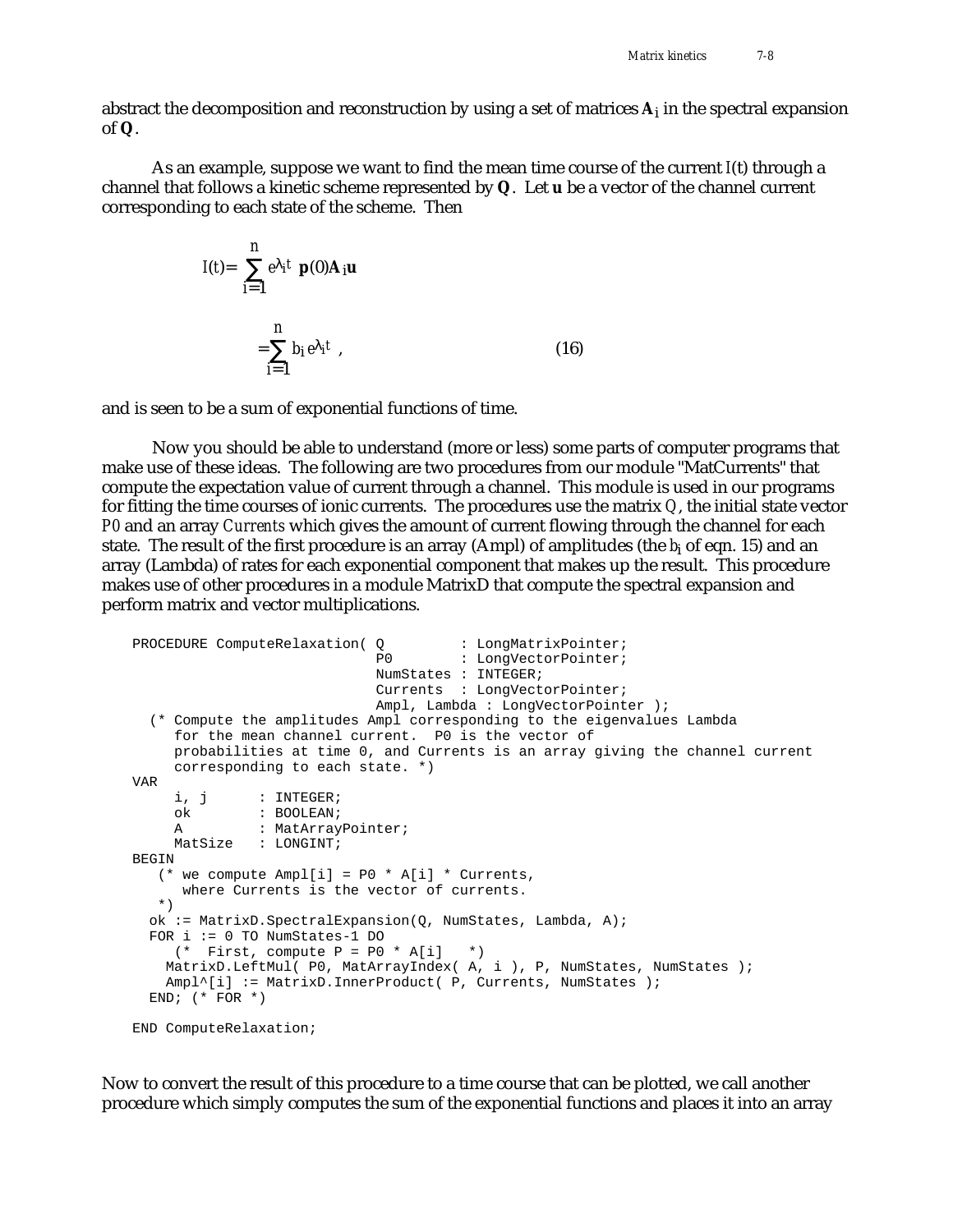abstract the decomposition and reconstruction by using a set of matrices $\mathbf{A}_i$ in the spectral expansion of $\mathbf{Q}$.

As an example, suppose we want to find the mean time course of the current $I(t)$ through a channel that follows a kinetic scheme represented by $\mathbf{Q}$. Let $\mathbf{u}$ be a vector of the channel current corresponding to each state of the scheme. Then

$$I(t) = \sum_{i=1}^{n} e^{\lambda_i t}\, \mathbf{p}(0)\mathbf{A}_i\mathbf{u}$$

$$= \sum_{i=1}^{n} b_i e^{\lambda_i t} \;, \tag{16}$$

and is seen to be a sum of exponential functions of time.

Now you should be able to understand (more or less) some parts of computer programs that make use of these ideas. The following are two procedures from our module "MatCurrents" that compute the expectation value of current through a channel. This module is used in our programs for fitting the time courses of ionic currents. The procedures use the matrix *Q*, the initial state vector *P0* and an array *Currents* which gives the amount of current flowing through the channel for each state. The result of the first procedure is an array (Ampl) of amplitudes (the $b_i$ of eqn. 15) and an array (Lambda) of rates for each exponential component that makes up the result. This procedure makes use of other procedures in a module MatrixD that compute the spectral expansion and perform matrix and vector multiplications.

```
PROCEDURE ComputeRelaxation( Q         : LongMatrixPointer;
                             P0        : LongVectorPointer;
                             NumStates : INTEGER;
                             Currents  : LongVectorPointer;
                             Ampl, Lambda : LongVectorPointer );
  (* Compute the amplitudes Ampl corresponding to the eigenvalues Lambda
     for the mean channel current.  P0 is the vector of
     probabilities at time 0, and Currents is an array giving the channel current
     corresponding to each state. *)
VAR
     i, j      : INTEGER;
     ok        : BOOLEAN;
     A         : MatArrayPointer;
     MatSize   : LONGINT;
BEGIN
   (* we compute Ampl[i] = P0 * A[i] * Currents,
      where Currents is the vector of currents.
   *)
  ok := MatrixD.SpectralExpansion(Q, NumStates, Lambda, A);
  FOR i := 0 TO NumStates-1 DO
     (*  First, compute P = P0 * A[i]   *)
    MatrixD.LeftMul( P0, MatArrayIndex( A, i ), P, NumStates, NumStates );
    Ampl^[i] := MatrixD.InnerProduct( P, Currents, NumStates );
  END; (* FOR *)

END ComputeRelaxation;
```

Now to convert the result of this procedure to a time course that can be plotted, we call another procedure which simply computes the sum of the exponential functions and places it into an array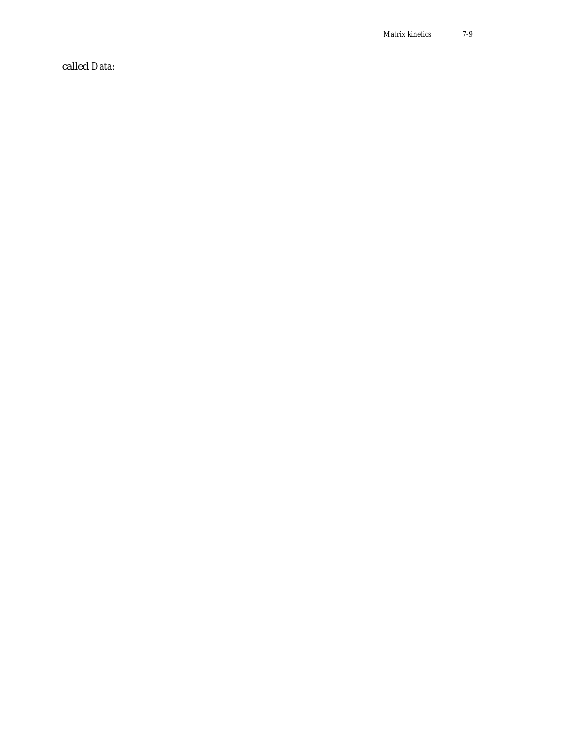called Data: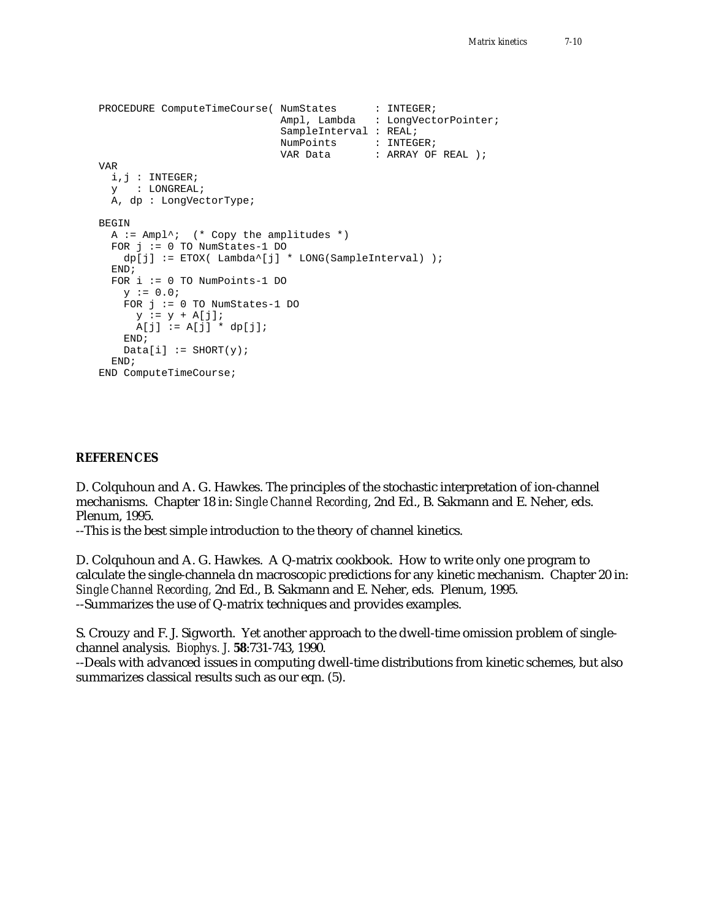```
PROCEDURE ComputeTimeCourse( NumStates      : INTEGER;
                             Ampl, Lambda   : LongVectorPointer;
                             SampleInterval : REAL;
                             NumPoints      : INTEGER;
                             VAR Data       : ARRAY OF REAL );
VAR
  i,j : INTEGER;
  y   : LONGREAL;
  A, dp : LongVectorType;

BEGIN
  A := Ampl^;  (* Copy the amplitudes *)
  FOR j := 0 TO NumStates-1 DO
    dp[j] := ETOX( Lambda^[j] * LONG(SampleInterval) );
  END;
  FOR i := 0 TO NumPoints-1 DO
    y := 0.0;
    FOR j := 0 TO NumStates-1 DO
      y := y + A[j];
      A[j] := A[j] * dp[j];
    END;
    Data[i] := SHORT(y);
  END;
END ComputeTimeCourse;
```

## REFERENCES

D. Colquhoun and A. G. Hawkes. The principles of the stochastic interpretation of ion-channel mechanisms. Chapter 18 in: *Single Channel Recording*, 2nd Ed., B. Sakmann and E. Neher, eds. Plenum, 1995.
--This is the best simple introduction to the theory of channel kinetics.

D. Colquhoun and A. G. Hawkes. A Q-matrix cookbook. How to write only one program to calculate the single-channela dn macroscopic predictions for any kinetic mechanism. Chapter 20 in: *Single Channel Recording,* 2nd Ed., B. Sakmann and E. Neher, eds. Plenum, 1995.
--Summarizes the use of Q-matrix techniques and provides examples.

S. Crouzy and F. J. Sigworth. Yet another approach to the dwell-time omission problem of single-channel analysis. *Biophys. J.* **58**:731-743, 1990.
--Deals with advanced issues in computing dwell-time distributions from kinetic schemes, but also summarizes classical results such as our eqn. (5).